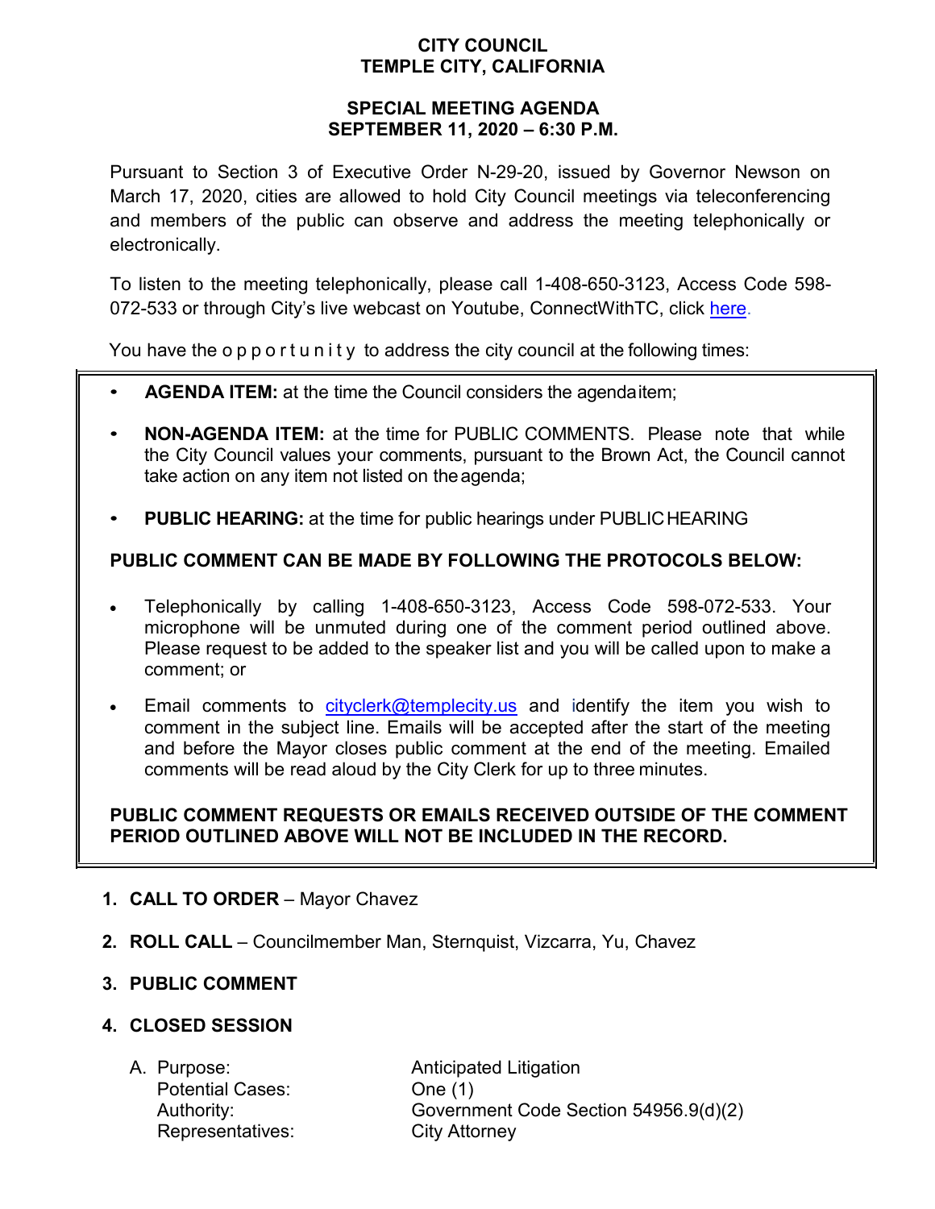# CITY COUNCIL
# TEMPLE CITY, CALIFORNIA

## SPECIAL MEETING AGENDA
## SEPTEMBER 11, 2020 – 6:30 P.M.

Pursuant to Section 3 of Executive Order N-29-20, issued by Governor Newson on March 17, 2020, cities are allowed to hold City Council meetings via teleconferencing and members of the public can observe and address the meeting telephonically or electronically.

To listen to the meeting telephonically, please call 1-408-650-3123, Access Code 598-072-533 or through City's live webcast on Youtube, ConnectWithTC, click here.

You have the opportunity to address the city council at the following times:

- **AGENDA ITEM:** at the time the Council considers the agenda item;
- **NON-AGENDA ITEM:** at the time for PUBLIC COMMENTS. Please note that while the City Council values your comments, pursuant to the Brown Act, the Council cannot take action on any item not listed on the agenda;
- **PUBLIC HEARING:** at the time for public hearings under PUBLIC HEARING

**PUBLIC COMMENT CAN BE MADE BY FOLLOWING THE PROTOCOLS BELOW:**

- Telephonically by calling 1-408-650-3123, Access Code 598-072-533. Your microphone will be unmuted during one of the comment period outlined above. Please request to be added to the speaker list and you will be called upon to make a comment; or
- Email comments to cityclerk@templecity.us and identify the item you wish to comment in the subject line. Emails will be accepted after the start of the meeting and before the Mayor closes public comment at the end of the meeting. Emailed comments will be read aloud by the City Clerk for up to three minutes.

**PUBLIC COMMENT REQUESTS OR EMAILS RECEIVED OUTSIDE OF THE COMMENT PERIOD OUTLINED ABOVE WILL NOT BE INCLUDED IN THE RECORD.**

1. **CALL TO ORDER** – Mayor Chavez
2. **ROLL CALL** – Councilmember Man, Sternquist, Vizcarra, Yu, Chavez
3. **PUBLIC COMMENT**
4. **CLOSED SESSION**

   A. Purpose: Anticipated Litigation
      Potential Cases: One (1)
      Authority: Government Code Section 54956.9(d)(2)
      Representatives: City Attorney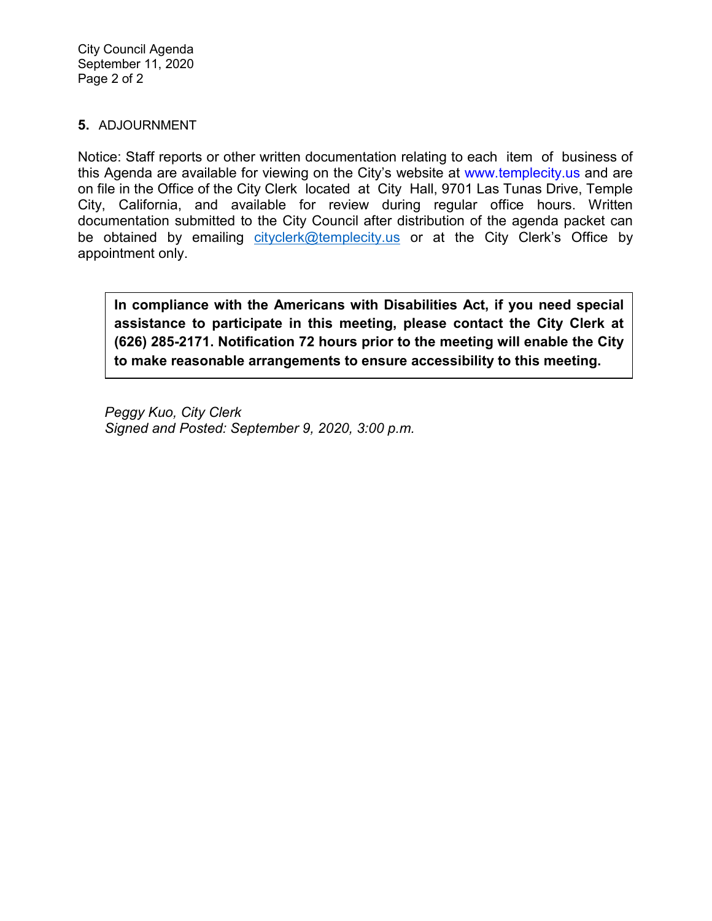**5.** ADJOURNMENT

Notice: Staff reports or other written documentation relating to each item of business of this Agenda are available for viewing on the City's website at www.templecity.us and are on file in the Office of the City Clerk located at City Hall, 9701 Las Tunas Drive, Temple City, California, and available for review during regular office hours. Written documentation submitted to the City Council after distribution of the agenda packet can be obtained by emailing cityclerk@templecity.us or at the City Clerk's Office by appointment only.

**In compliance with the Americans with Disabilities Act, if you need special assistance to participate in this meeting, please contact the City Clerk at (626) 285-2171. Notification 72 hours prior to the meeting will enable the City to make reasonable arrangements to ensure accessibility to this meeting.**

*Peggy Kuo, City Clerk*
*Signed and Posted: September 9, 2020, 3:00 p.m.*